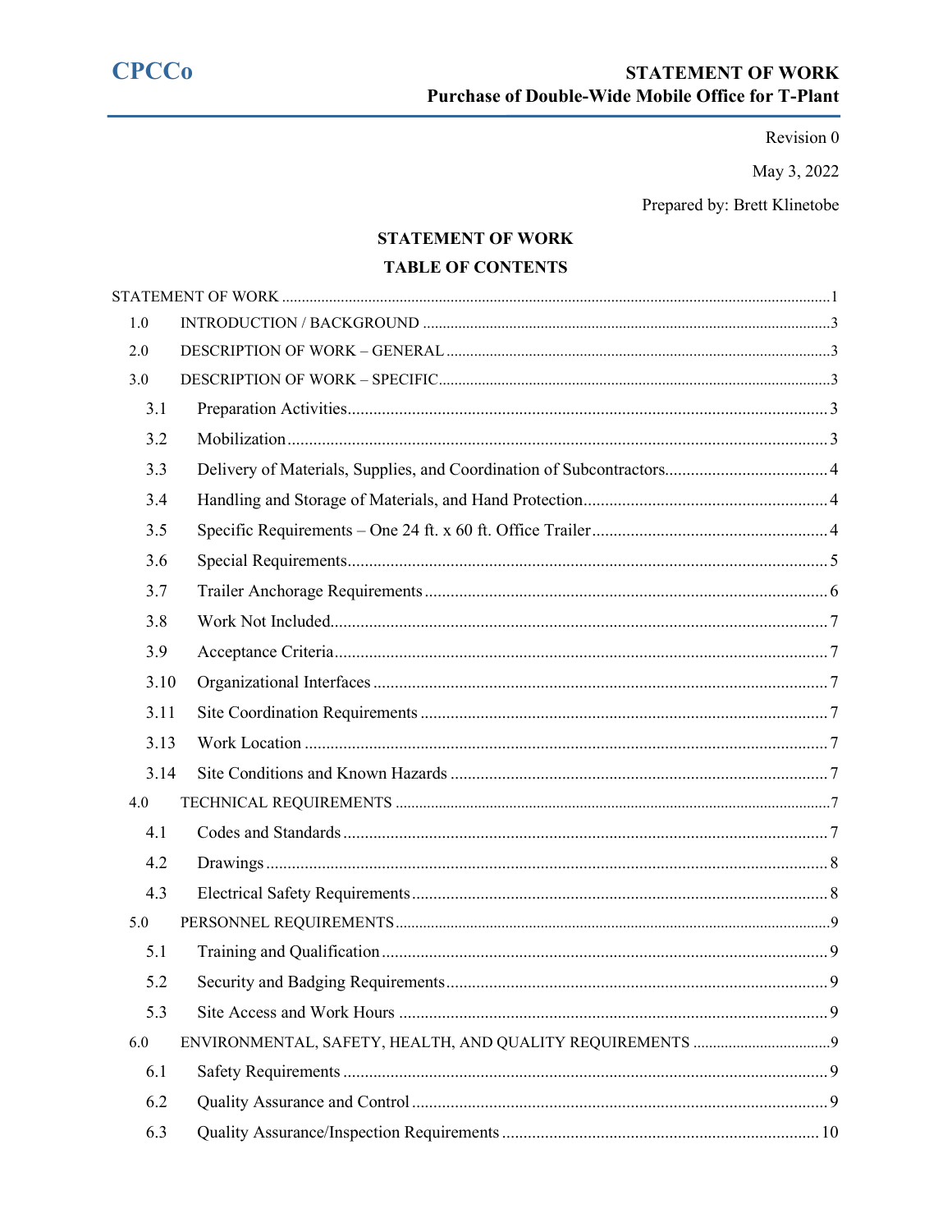CPCCo

STATEMENT OF WORK
Purchase of Double-Wide Mobile Office for T-Plant

Revision 0

May 3, 2022

Prepared by: Brett Klinetobe

# STATEMENT OF WORK

## TABLE OF CONTENTS

STATEMENT OF WORK ..... 1

- 1.0 INTRODUCTION / BACKGROUND ..... 3
- 2.0 DESCRIPTION OF WORK – GENERAL ..... 3
- 3.0 DESCRIPTION OF WORK – SPECIFIC ..... 3
  - 3.1 Preparation Activities ..... 3
  - 3.2 Mobilization ..... 3
  - 3.3 Delivery of Materials, Supplies, and Coordination of Subcontractors ..... 4
  - 3.4 Handling and Storage of Materials, and Hand Protection ..... 4
  - 3.5 Specific Requirements – One 24 ft. x 60 ft. Office Trailer ..... 4
  - 3.6 Special Requirements ..... 5
  - 3.7 Trailer Anchorage Requirements ..... 6
  - 3.8 Work Not Included ..... 7
  - 3.9 Acceptance Criteria ..... 7
  - 3.10 Organizational Interfaces ..... 7
  - 3.11 Site Coordination Requirements ..... 7
  - 3.13 Work Location ..... 7
  - 3.14 Site Conditions and Known Hazards ..... 7
- 4.0 TECHNICAL REQUIREMENTS ..... 7
  - 4.1 Codes and Standards ..... 7
  - 4.2 Drawings ..... 8
  - 4.3 Electrical Safety Requirements ..... 8
- 5.0 PERSONNEL REQUIREMENTS ..... 9
  - 5.1 Training and Qualification ..... 9
  - 5.2 Security and Badging Requirements ..... 9
  - 5.3 Site Access and Work Hours ..... 9
- 6.0 ENVIRONMENTAL, SAFETY, HEALTH, AND QUALITY REQUIREMENTS ..... 9
  - 6.1 Safety Requirements ..... 9
  - 6.2 Quality Assurance and Control ..... 9
  - 6.3 Quality Assurance/Inspection Requirements ..... 10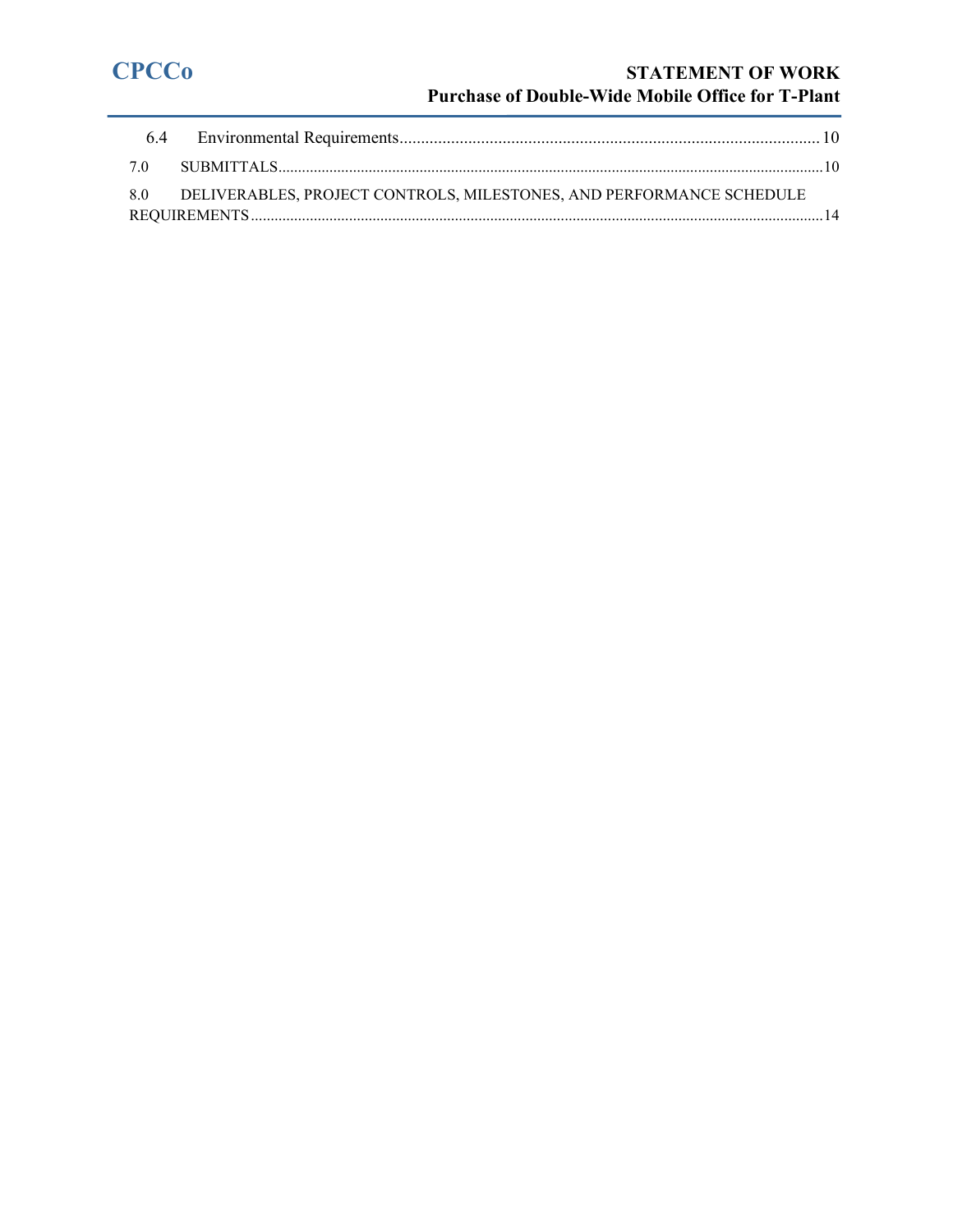6.4 Environmental Requirements ........................................................................................................ 10

7.0 SUBMITTALS ........................................................................................................................................ 10

8.0 DELIVERABLES, PROJECT CONTROLS, MILESTONES, AND PERFORMANCE SCHEDULE REQUIREMENTS ........................................................................................................................................ 14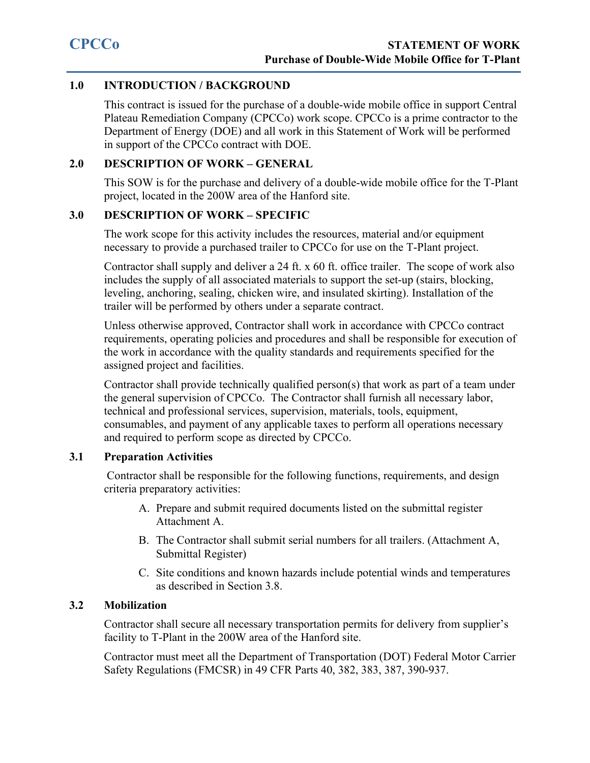## 1.0 INTRODUCTION / BACKGROUND

This contract is issued for the purchase of a double-wide mobile office in support Central Plateau Remediation Company (CPCCo) work scope. CPCCo is a prime contractor to the Department of Energy (DOE) and all work in this Statement of Work will be performed in support of the CPCCo contract with DOE.

## 2.0 DESCRIPTION OF WORK – GENERAL

This SOW is for the purchase and delivery of a double-wide mobile office for the T-Plant project, located in the 200W area of the Hanford site.

## 3.0 DESCRIPTION OF WORK – SPECIFIC

The work scope for this activity includes the resources, material and/or equipment necessary to provide a purchased trailer to CPCCo for use on the T-Plant project.

Contractor shall supply and deliver a 24 ft. x 60 ft. office trailer. The scope of work also includes the supply of all associated materials to support the set-up (stairs, blocking, leveling, anchoring, sealing, chicken wire, and insulated skirting). Installation of the trailer will be performed by others under a separate contract.

Unless otherwise approved, Contractor shall work in accordance with CPCCo contract requirements, operating policies and procedures and shall be responsible for execution of the work in accordance with the quality standards and requirements specified for the assigned project and facilities.

Contractor shall provide technically qualified person(s) that work as part of a team under the general supervision of CPCCo. The Contractor shall furnish all necessary labor, technical and professional services, supervision, materials, tools, equipment, consumables, and payment of any applicable taxes to perform all operations necessary and required to perform scope as directed by CPCCo.

### 3.1 Preparation Activities

Contractor shall be responsible for the following functions, requirements, and design criteria preparatory activities:

A. Prepare and submit required documents listed on the submittal register Attachment A.

B. The Contractor shall submit serial numbers for all trailers. (Attachment A, Submittal Register)

C. Site conditions and known hazards include potential winds and temperatures as described in Section 3.8.

### 3.2 Mobilization

Contractor shall secure all necessary transportation permits for delivery from supplier's facility to T-Plant in the 200W area of the Hanford site.

Contractor must meet all the Department of Transportation (DOT) Federal Motor Carrier Safety Regulations (FMCSR) in 49 CFR Parts 40, 382, 383, 387, 390-937.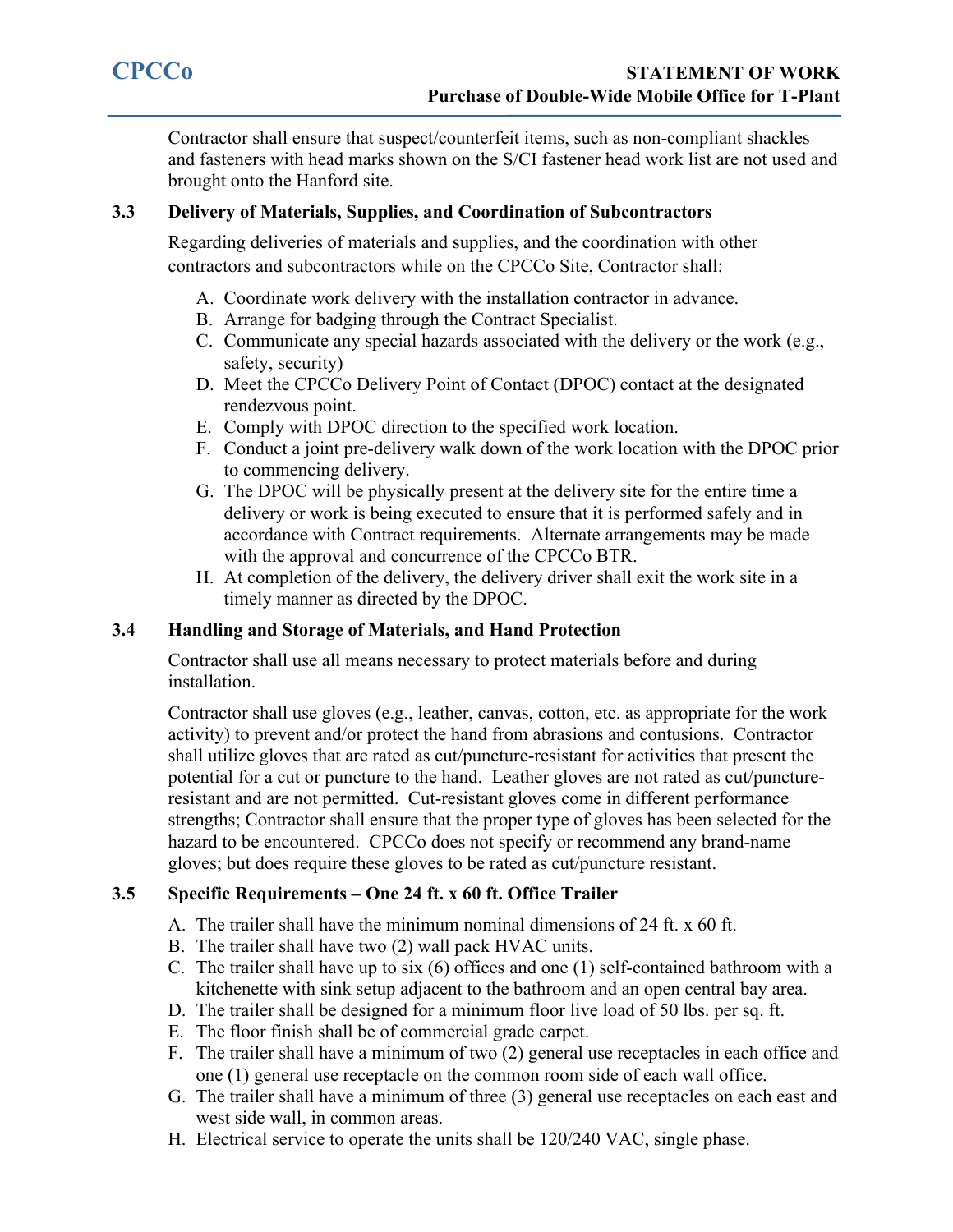Contractor shall ensure that suspect/counterfeit items, such as non-compliant shackles and fasteners with head marks shown on the S/CI fastener head work list are not used and brought onto the Hanford site.

### 3.3 Delivery of Materials, Supplies, and Coordination of Subcontractors

Regarding deliveries of materials and supplies, and the coordination with other contractors and subcontractors while on the CPCCo Site, Contractor shall:

A. Coordinate work delivery with the installation contractor in advance.
B. Arrange for badging through the Contract Specialist.
C. Communicate any special hazards associated with the delivery or the work (e.g., safety, security)
D. Meet the CPCCo Delivery Point of Contact (DPOC) contact at the designated rendezvous point.
E. Comply with DPOC direction to the specified work location.
F. Conduct a joint pre-delivery walk down of the work location with the DPOC prior to commencing delivery.
G. The DPOC will be physically present at the delivery site for the entire time a delivery or work is being executed to ensure that it is performed safely and in accordance with Contract requirements. Alternate arrangements may be made with the approval and concurrence of the CPCCo BTR.
H. At completion of the delivery, the delivery driver shall exit the work site in a timely manner as directed by the DPOC.

### 3.4 Handling and Storage of Materials, and Hand Protection

Contractor shall use all means necessary to protect materials before and during installation.

Contractor shall use gloves (e.g., leather, canvas, cotton, etc. as appropriate for the work activity) to prevent and/or protect the hand from abrasions and contusions. Contractor shall utilize gloves that are rated as cut/puncture-resistant for activities that present the potential for a cut or puncture to the hand. Leather gloves are not rated as cut/puncture-resistant and are not permitted. Cut-resistant gloves come in different performance strengths; Contractor shall ensure that the proper type of gloves has been selected for the hazard to be encountered. CPCCo does not specify or recommend any brand-name gloves; but does require these gloves to be rated as cut/puncture resistant.

### 3.5 Specific Requirements – One 24 ft. x 60 ft. Office Trailer

A. The trailer shall have the minimum nominal dimensions of 24 ft. x 60 ft.
B. The trailer shall have two (2) wall pack HVAC units.
C. The trailer shall have up to six (6) offices and one (1) self-contained bathroom with a kitchenette with sink setup adjacent to the bathroom and an open central bay area.
D. The trailer shall be designed for a minimum floor live load of 50 lbs. per sq. ft.
E. The floor finish shall be of commercial grade carpet.
F. The trailer shall have a minimum of two (2) general use receptacles in each office and one (1) general use receptacle on the common room side of each wall office.
G. The trailer shall have a minimum of three (3) general use receptacles on each east and west side wall, in common areas.
H. Electrical service to operate the units shall be 120/240 VAC, single phase.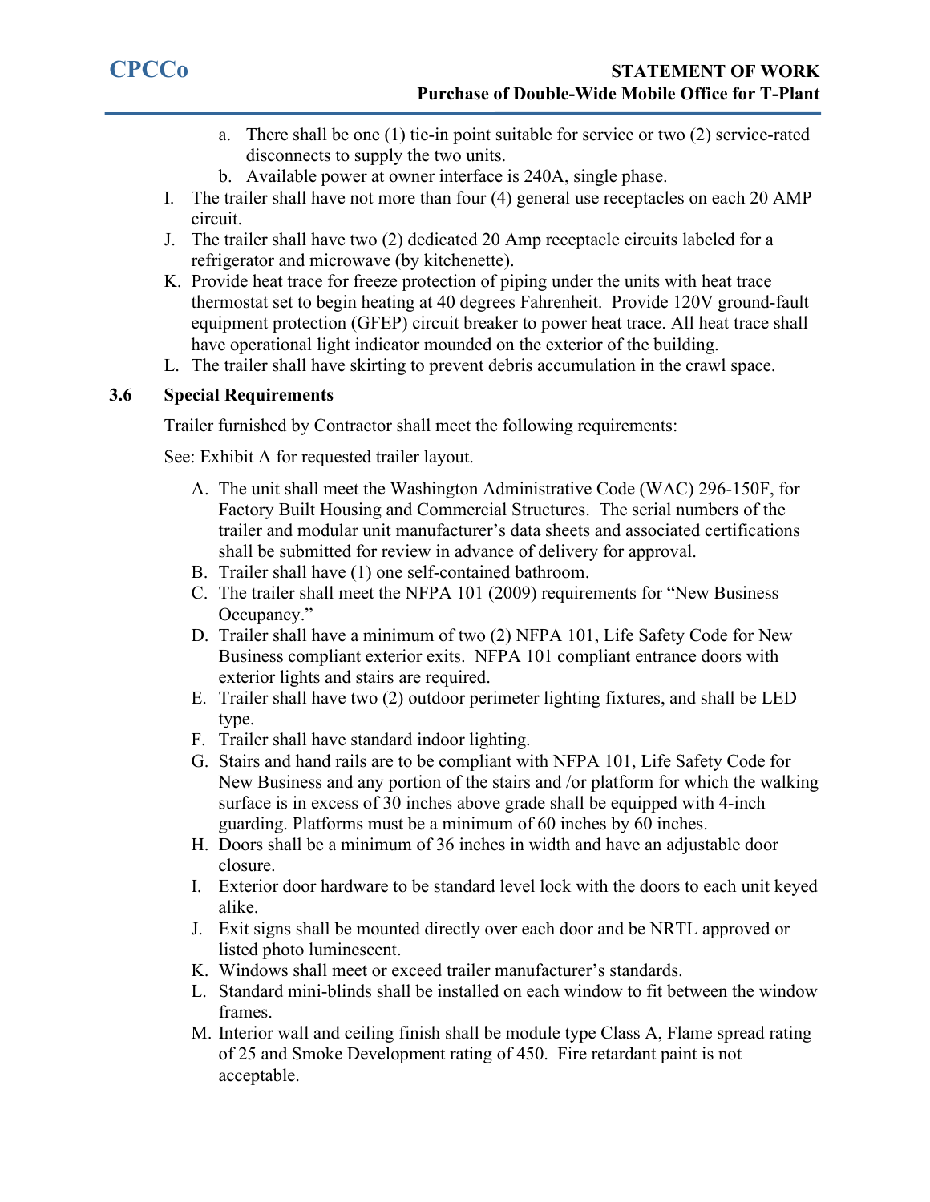a. There shall be one (1) tie-in point suitable for service or two (2) service-rated disconnects to supply the two units.
b. Available power at owner interface is 240A, single phase.

I. The trailer shall have not more than four (4) general use receptacles on each 20 AMP circuit.

J. The trailer shall have two (2) dedicated 20 Amp receptacle circuits labeled for a refrigerator and microwave (by kitchenette).

K. Provide heat trace for freeze protection of piping under the units with heat trace thermostat set to begin heating at 40 degrees Fahrenheit. Provide 120V ground-fault equipment protection (GFEP) circuit breaker to power heat trace. All heat trace shall have operational light indicator mounded on the exterior of the building.

L. The trailer shall have skirting to prevent debris accumulation in the crawl space.

### 3.6 Special Requirements

Trailer furnished by Contractor shall meet the following requirements:

See: Exhibit A for requested trailer layout.

A. The unit shall meet the Washington Administrative Code (WAC) 296-150F, for Factory Built Housing and Commercial Structures. The serial numbers of the trailer and modular unit manufacturer's data sheets and associated certifications shall be submitted for review in advance of delivery for approval.

B. Trailer shall have (1) one self-contained bathroom.

C. The trailer shall meet the NFPA 101 (2009) requirements for "New Business Occupancy."

D. Trailer shall have a minimum of two (2) NFPA 101, Life Safety Code for New Business compliant exterior exits. NFPA 101 compliant entrance doors with exterior lights and stairs are required.

E. Trailer shall have two (2) outdoor perimeter lighting fixtures, and shall be LED type.

F. Trailer shall have standard indoor lighting.

G. Stairs and hand rails are to be compliant with NFPA 101, Life Safety Code for New Business and any portion of the stairs and /or platform for which the walking surface is in excess of 30 inches above grade shall be equipped with 4-inch guarding. Platforms must be a minimum of 60 inches by 60 inches.

H. Doors shall be a minimum of 36 inches in width and have an adjustable door closure.

I. Exterior door hardware to be standard level lock with the doors to each unit keyed alike.

J. Exit signs shall be mounted directly over each door and be NRTL approved or listed photo luminescent.

K. Windows shall meet or exceed trailer manufacturer's standards.

L. Standard mini-blinds shall be installed on each window to fit between the window frames.

M. Interior wall and ceiling finish shall be module type Class A, Flame spread rating of 25 and Smoke Development rating of 450. Fire retardant paint is not acceptable.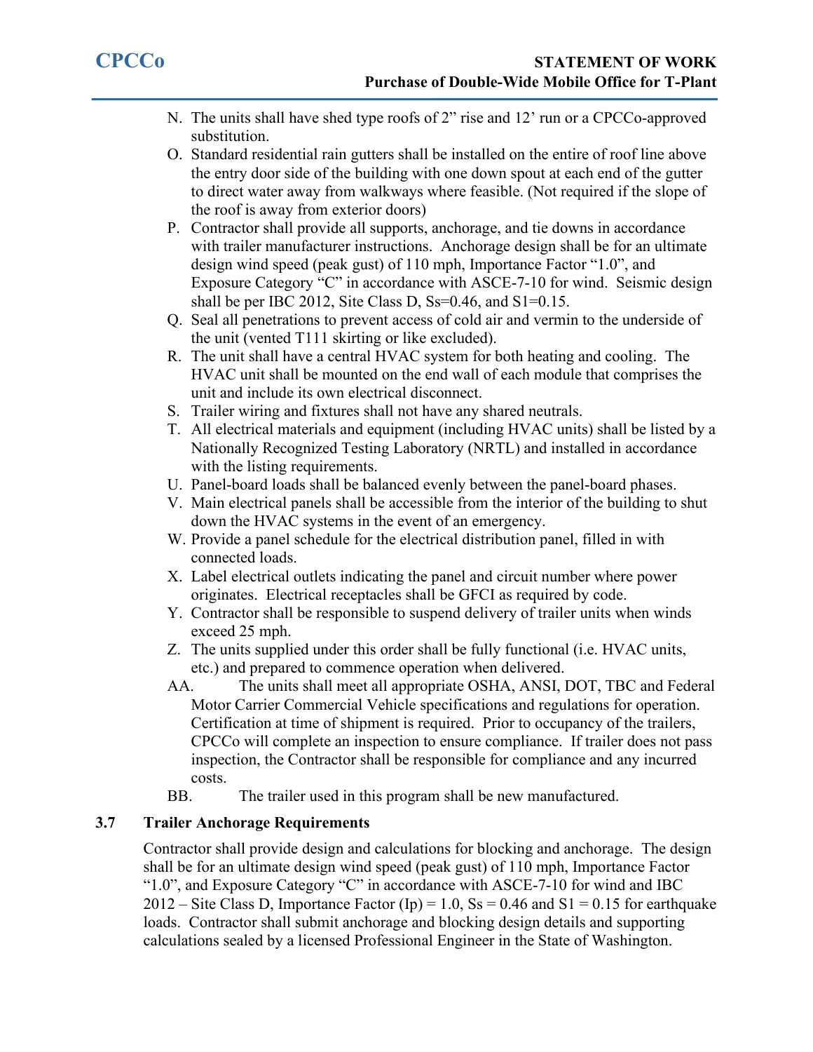N. The units shall have shed type roofs of 2" rise and 12' run or a CPCCo-approved substitution.

O. Standard residential rain gutters shall be installed on the entire of roof line above the entry door side of the building with one down spout at each end of the gutter to direct water away from walkways where feasible. (Not required if the slope of the roof is away from exterior doors)

P. Contractor shall provide all supports, anchorage, and tie downs in accordance with trailer manufacturer instructions. Anchorage design shall be for an ultimate design wind speed (peak gust) of 110 mph, Importance Factor "1.0", and Exposure Category "C" in accordance with ASCE-7-10 for wind. Seismic design shall be per IBC 2012, Site Class D, Ss=0.46, and S1=0.15.

Q. Seal all penetrations to prevent access of cold air and vermin to the underside of the unit (vented T111 skirting or like excluded).

R. The unit shall have a central HVAC system for both heating and cooling. The HVAC unit shall be mounted on the end wall of each module that comprises the unit and include its own electrical disconnect.

S. Trailer wiring and fixtures shall not have any shared neutrals.

T. All electrical materials and equipment (including HVAC units) shall be listed by a Nationally Recognized Testing Laboratory (NRTL) and installed in accordance with the listing requirements.

U. Panel-board loads shall be balanced evenly between the panel-board phases.

V. Main electrical panels shall be accessible from the interior of the building to shut down the HVAC systems in the event of an emergency.

W. Provide a panel schedule for the electrical distribution panel, filled in with connected loads.

X. Label electrical outlets indicating the panel and circuit number where power originates. Electrical receptacles shall be GFCI as required by code.

Y. Contractor shall be responsible to suspend delivery of trailer units when winds exceed 25 mph.

Z. The units supplied under this order shall be fully functional (i.e. HVAC units, etc.) and prepared to commence operation when delivered.

AA. The units shall meet all appropriate OSHA, ANSI, DOT, TBC and Federal Motor Carrier Commercial Vehicle specifications and regulations for operation. Certification at time of shipment is required. Prior to occupancy of the trailers, CPCCo will complete an inspection to ensure compliance. If trailer does not pass inspection, the Contractor shall be responsible for compliance and any incurred costs.

BB. The trailer used in this program shall be new manufactured.

### 3.7 Trailer Anchorage Requirements

Contractor shall provide design and calculations for blocking and anchorage. The design shall be for an ultimate design wind speed (peak gust) of 110 mph, Importance Factor "1.0", and Exposure Category "C" in accordance with ASCE-7-10 for wind and IBC 2012 – Site Class D, Importance Factor (Ip) = 1.0, Ss = 0.46 and S1 = 0.15 for earthquake loads. Contractor shall submit anchorage and blocking design details and supporting calculations sealed by a licensed Professional Engineer in the State of Washington.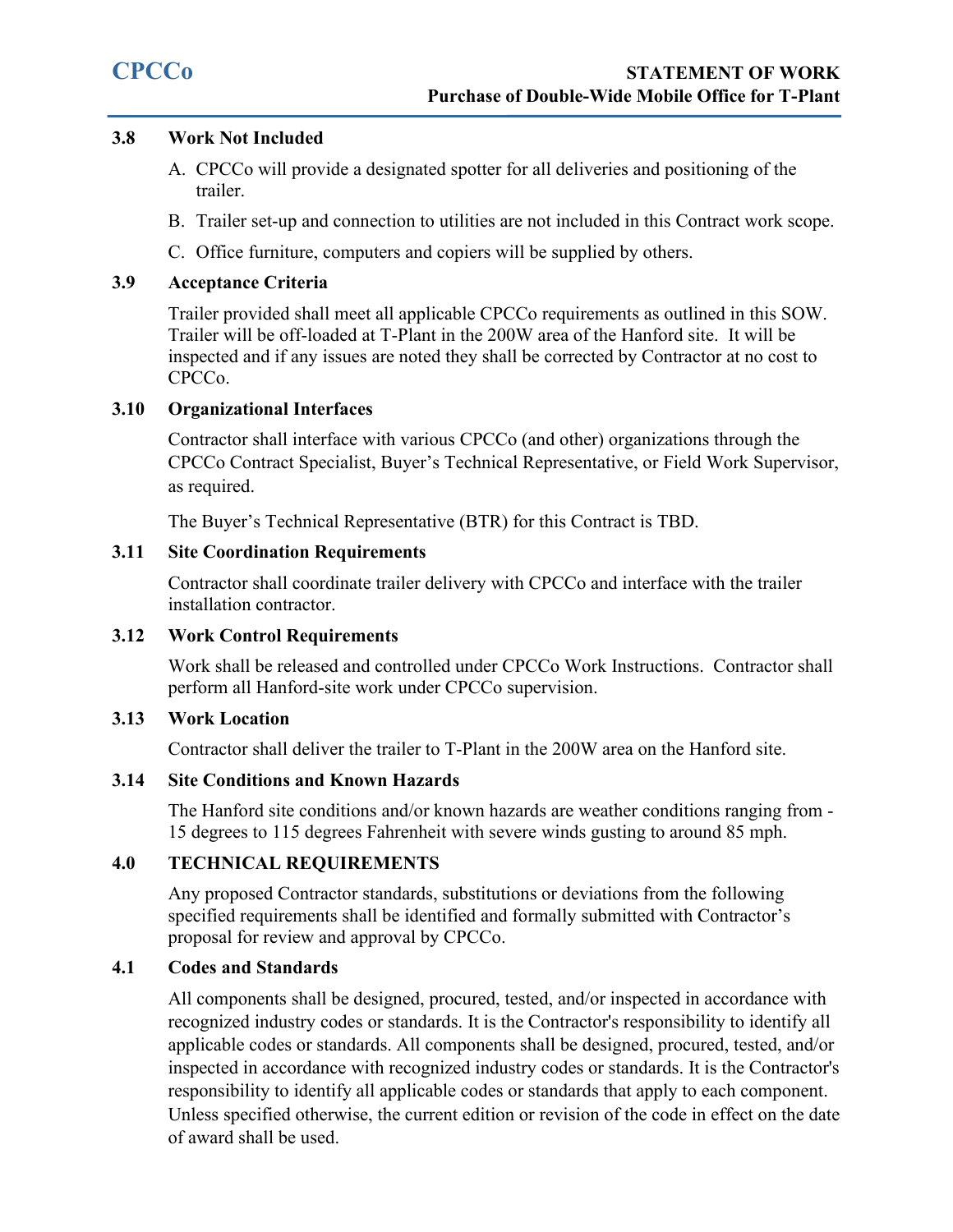### 3.8 Work Not Included

A. CPCCo will provide a designated spotter for all deliveries and positioning of the trailer.

B. Trailer set-up and connection to utilities are not included in this Contract work scope.

C. Office furniture, computers and copiers will be supplied by others.

### 3.9 Acceptance Criteria

Trailer provided shall meet all applicable CPCCo requirements as outlined in this SOW. Trailer will be off-loaded at T-Plant in the 200W area of the Hanford site. It will be inspected and if any issues are noted they shall be corrected by Contractor at no cost to CPCCo.

### 3.10 Organizational Interfaces

Contractor shall interface with various CPCCo (and other) organizations through the CPCCo Contract Specialist, Buyer's Technical Representative, or Field Work Supervisor, as required.

The Buyer's Technical Representative (BTR) for this Contract is TBD.

### 3.11 Site Coordination Requirements

Contractor shall coordinate trailer delivery with CPCCo and interface with the trailer installation contractor.

### 3.12 Work Control Requirements

Work shall be released and controlled under CPCCo Work Instructions. Contractor shall perform all Hanford-site work under CPCCo supervision.

### 3.13 Work Location

Contractor shall deliver the trailer to T-Plant in the 200W area on the Hanford site.

### 3.14 Site Conditions and Known Hazards

The Hanford site conditions and/or known hazards are weather conditions ranging from -15 degrees to 115 degrees Fahrenheit with severe winds gusting to around 85 mph.

## 4.0 TECHNICAL REQUIREMENTS

Any proposed Contractor standards, substitutions or deviations from the following specified requirements shall be identified and formally submitted with Contractor's proposal for review and approval by CPCCo.

### 4.1 Codes and Standards

All components shall be designed, procured, tested, and/or inspected in accordance with recognized industry codes or standards. It is the Contractor's responsibility to identify all applicable codes or standards. All components shall be designed, procured, tested, and/or inspected in accordance with recognized industry codes or standards. It is the Contractor's responsibility to identify all applicable codes or standards that apply to each component. Unless specified otherwise, the current edition or revision of the code in effect on the date of award shall be used.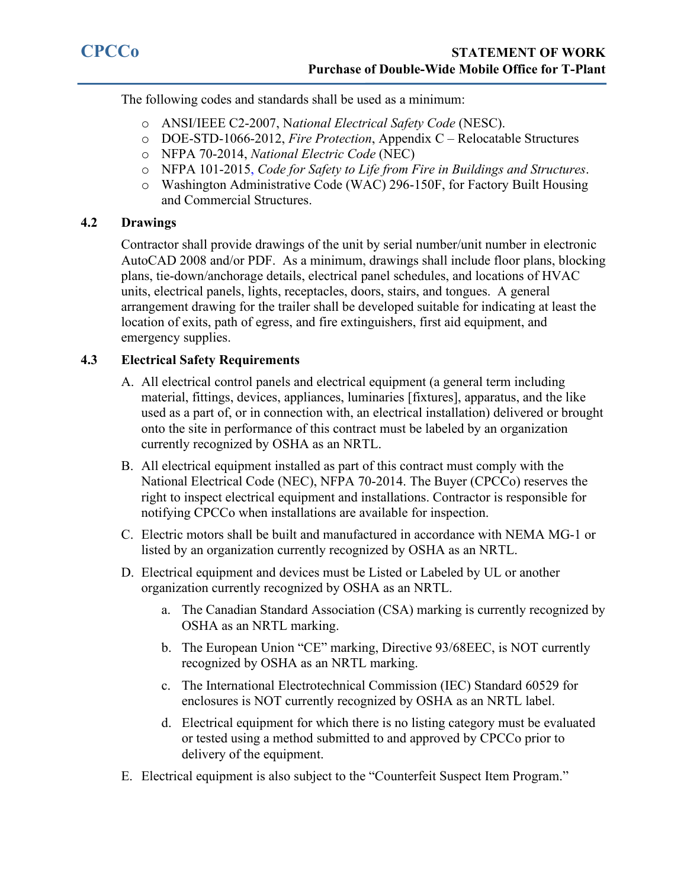The following codes and standards shall be used as a minimum:

- ANSI/IEEE C2-2007, N*ational Electrical Safety Code* (NESC).
- DOE-STD-1066-2012, *Fire Protection*, Appendix C – Relocatable Structures
- NFPA 70-2014, *National Electric Code* (NEC)
- NFPA 101-2015, *Code for Safety to Life from Fire in Buildings and Structures*.
- Washington Administrative Code (WAC) 296-150F, for Factory Built Housing and Commercial Structures.

## 4.2 Drawings

Contractor shall provide drawings of the unit by serial number/unit number in electronic AutoCAD 2008 and/or PDF. As a minimum, drawings shall include floor plans, blocking plans, tie-down/anchorage details, electrical panel schedules, and locations of HVAC units, electrical panels, lights, receptacles, doors, stairs, and tongues. A general arrangement drawing for the trailer shall be developed suitable for indicating at least the location of exits, path of egress, and fire extinguishers, first aid equipment, and emergency supplies.

## 4.3 Electrical Safety Requirements

A. All electrical control panels and electrical equipment (a general term including material, fittings, devices, appliances, luminaries [fixtures], apparatus, and the like used as a part of, or in connection with, an electrical installation) delivered or brought onto the site in performance of this contract must be labeled by an organization currently recognized by OSHA as an NRTL.

B. All electrical equipment installed as part of this contract must comply with the National Electrical Code (NEC), NFPA 70-2014. The Buyer (CPCCo) reserves the right to inspect electrical equipment and installations. Contractor is responsible for notifying CPCCo when installations are available for inspection.

C. Electric motors shall be built and manufactured in accordance with NEMA MG-1 or listed by an organization currently recognized by OSHA as an NRTL.

D. Electrical equipment and devices must be Listed or Labeled by UL or another organization currently recognized by OSHA as an NRTL.

   a. The Canadian Standard Association (CSA) marking is currently recognized by OSHA as an NRTL marking.

   b. The European Union "CE" marking, Directive 93/68EEC, is NOT currently recognized by OSHA as an NRTL marking.

   c. The International Electrotechnical Commission (IEC) Standard 60529 for enclosures is NOT currently recognized by OSHA as an NRTL label.

   d. Electrical equipment for which there is no listing category must be evaluated or tested using a method submitted to and approved by CPCCo prior to delivery of the equipment.

E. Electrical equipment is also subject to the "Counterfeit Suspect Item Program."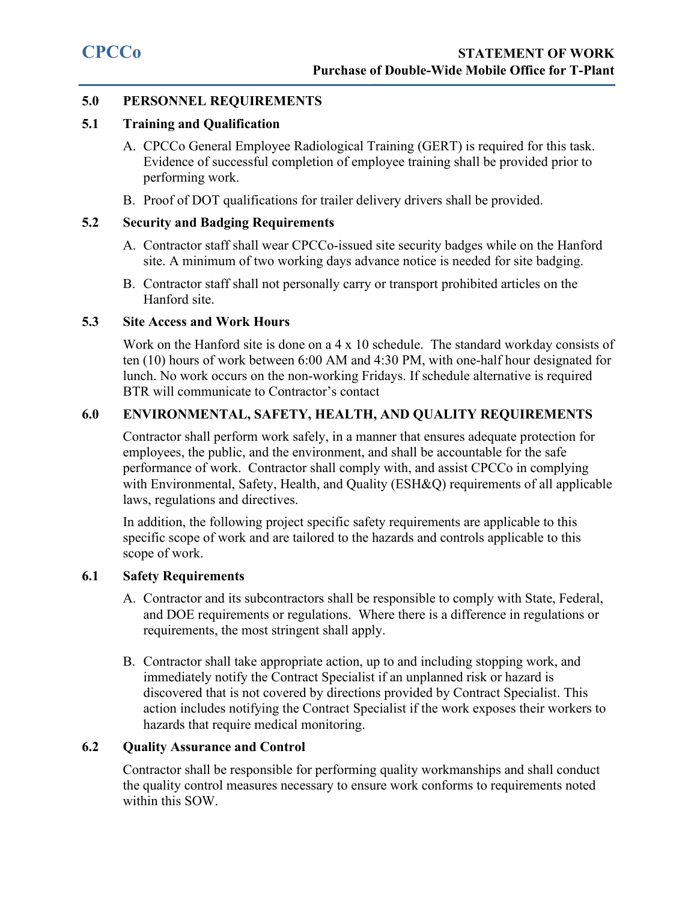## 5.0 PERSONNEL REQUIREMENTS

### 5.1 Training and Qualification

A. CPCCo General Employee Radiological Training (GERT) is required for this task. Evidence of successful completion of employee training shall be provided prior to performing work.

B. Proof of DOT qualifications for trailer delivery drivers shall be provided.

### 5.2 Security and Badging Requirements

A. Contractor staff shall wear CPCCo-issued site security badges while on the Hanford site. A minimum of two working days advance notice is needed for site badging.

B. Contractor staff shall not personally carry or transport prohibited articles on the Hanford site.

### 5.3 Site Access and Work Hours

Work on the Hanford site is done on a 4 x 10 schedule. The standard workday consists of ten (10) hours of work between 6:00 AM and 4:30 PM, with one-half hour designated for lunch. No work occurs on the non-working Fridays. If schedule alternative is required BTR will communicate to Contractor's contact

## 6.0 ENVIRONMENTAL, SAFETY, HEALTH, AND QUALITY REQUIREMENTS

Contractor shall perform work safely, in a manner that ensures adequate protection for employees, the public, and the environment, and shall be accountable for the safe performance of work. Contractor shall comply with, and assist CPCCo in complying with Environmental, Safety, Health, and Quality (ESH&Q) requirements of all applicable laws, regulations and directives.

In addition, the following project specific safety requirements are applicable to this specific scope of work and are tailored to the hazards and controls applicable to this scope of work.

### 6.1 Safety Requirements

A. Contractor and its subcontractors shall be responsible to comply with State, Federal, and DOE requirements or regulations. Where there is a difference in regulations or requirements, the most stringent shall apply.

B. Contractor shall take appropriate action, up to and including stopping work, and immediately notify the Contract Specialist if an unplanned risk or hazard is discovered that is not covered by directions provided by Contract Specialist. This action includes notifying the Contract Specialist if the work exposes their workers to hazards that require medical monitoring.

### 6.2 Quality Assurance and Control

Contractor shall be responsible for performing quality workmanships and shall conduct the quality control measures necessary to ensure work conforms to requirements noted within this SOW.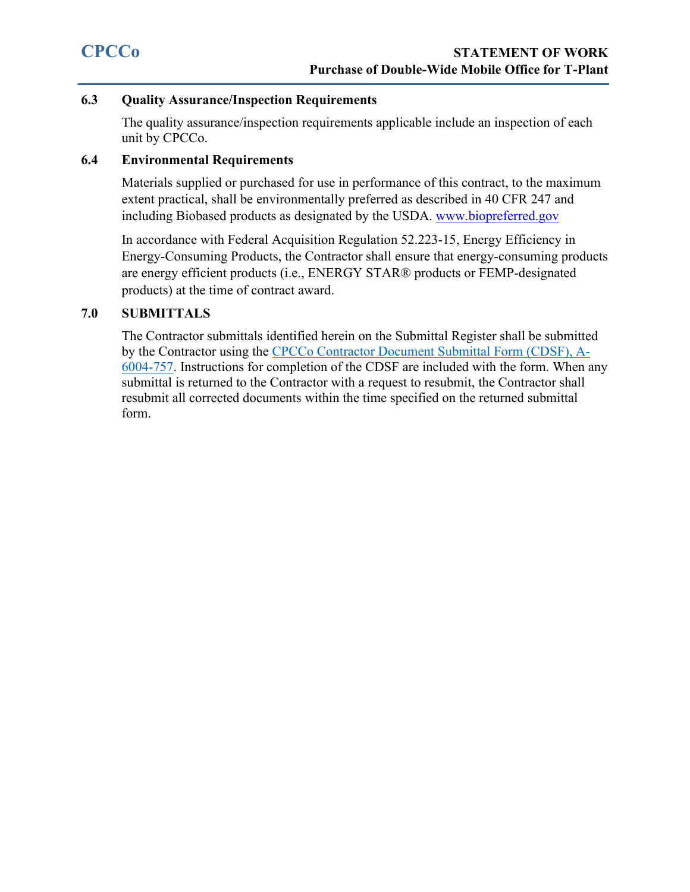### 6.3 Quality Assurance/Inspection Requirements

The quality assurance/inspection requirements applicable include an inspection of each unit by CPCCo.

### 6.4 Environmental Requirements

Materials supplied or purchased for use in performance of this contract, to the maximum extent practical, shall be environmentally preferred as described in 40 CFR 247 and including Biobased products as designated by the USDA. [www.biopreferred.gov](http://www.biopreferred.gov)

In accordance with Federal Acquisition Regulation 52.223-15, Energy Efficiency in Energy-Consuming Products, the Contractor shall ensure that energy-consuming products are energy efficient products (i.e., ENERGY STAR® products or FEMP-designated products) at the time of contract award.

## 7.0 SUBMITTALS

The Contractor submittals identified herein on the Submittal Register shall be submitted by the Contractor using the CPCCo Contractor Document Submittal Form (CDSF), A-6004-757. Instructions for completion of the CDSF are included with the form. When any submittal is returned to the Contractor with a request to resubmit, the Contractor shall resubmit all corrected documents within the time specified on the returned submittal form.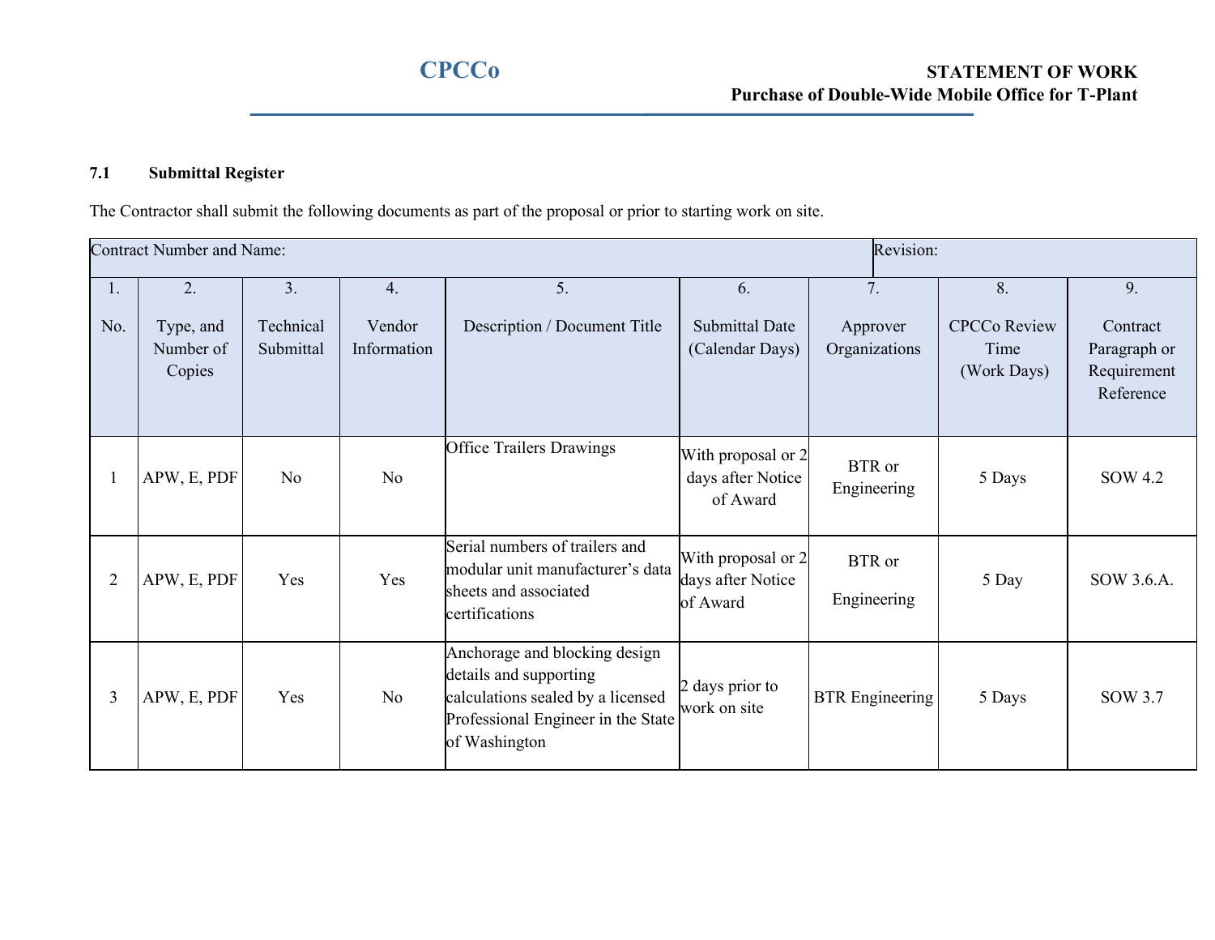### 7.1 Submittal Register

The Contractor shall submit the following documents as part of the proposal or prior to starting work on site.

| Contract Number and Name: | | | | | | | Revision: | |
|---|---|---|---|---|---|---|---|---|
| 1. No. | 2. Type, and Number of Copies | 3. Technical Submittal | 4. Vendor Information | 5. Description / Document Title | 6. Submittal Date (Calendar Days) | 7. Approver Organizations | 8. CPCCo Review Time (Work Days) | 9. Contract Paragraph or Requirement Reference |
| 1 | APW, E, PDF | No | No | Office Trailers Drawings | With proposal or 2 days after Notice of Award | BTR or Engineering | 5 Days | SOW 4.2 |
| 2 | APW, E, PDF | Yes | Yes | Serial numbers of trailers and modular unit manufacturer's data sheets and associated certifications | With proposal or 2 days after Notice of Award | BTR or Engineering | 5 Day | SOW 3.6.A. |
| 3 | APW, E, PDF | Yes | No | Anchorage and blocking design details and supporting calculations sealed by a licensed Professional Engineer in the State of Washington | 2 days prior to work on site | BTR Engineering | 5 Days | SOW 3.7 |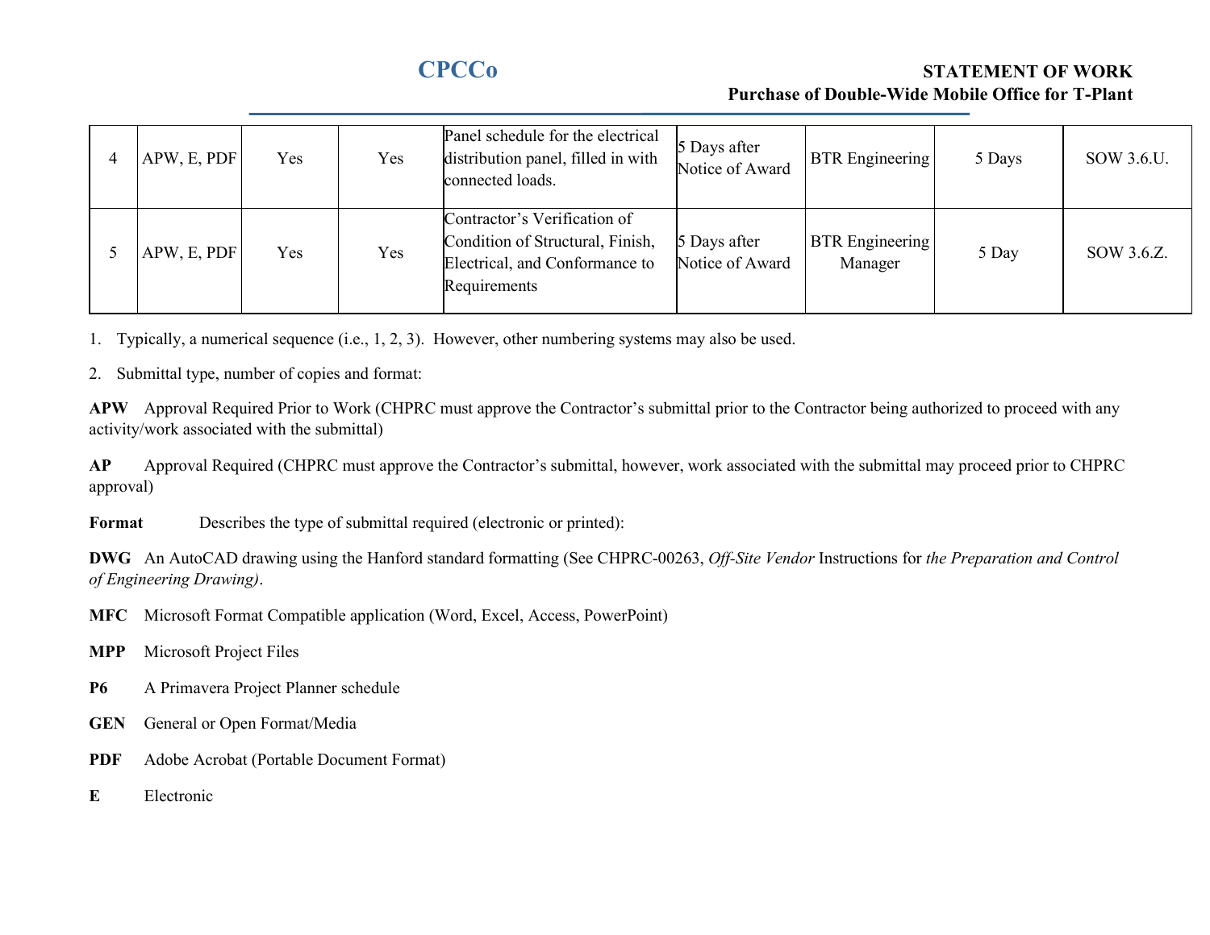| | | | | | | | | |
|---|---|---|---|---|---|---|---|---|
| 4 | APW, E, PDF | Yes | Yes | Panel schedule for the electrical distribution panel, filled in with connected loads. | 5 Days after Notice of Award | BTR Engineering | 5 Days | SOW 3.6.U. |
| 5 | APW, E, PDF | Yes | Yes | Contractor's Verification of Condition of Structural, Finish, Electrical, and Conformance to Requirements | 5 Days after Notice of Award | BTR Engineering Manager | 5 Day | SOW 3.6.Z. |

1. Typically, a numerical sequence (i.e., 1, 2, 3). However, other numbering systems may also be used.

2. Submittal type, number of copies and format:

**APW** Approval Required Prior to Work (CHPRC must approve the Contractor's submittal prior to the Contractor being authorized to proceed with any activity/work associated with the submittal)

**AP** Approval Required (CHPRC must approve the Contractor's submittal, however, work associated with the submittal may proceed prior to CHPRC approval)

**Format** Describes the type of submittal required (electronic or printed):

**DWG** An AutoCAD drawing using the Hanford standard formatting (See CHPRC-00263, *Off-Site Vendor* Instructions for *the Preparation and Control of Engineering Drawing)*.

**MFC** Microsoft Format Compatible application (Word, Excel, Access, PowerPoint)

**MPP** Microsoft Project Files

**P6** A Primavera Project Planner schedule

**GEN** General or Open Format/Media

**PDF** Adobe Acrobat (Portable Document Format)

**E** Electronic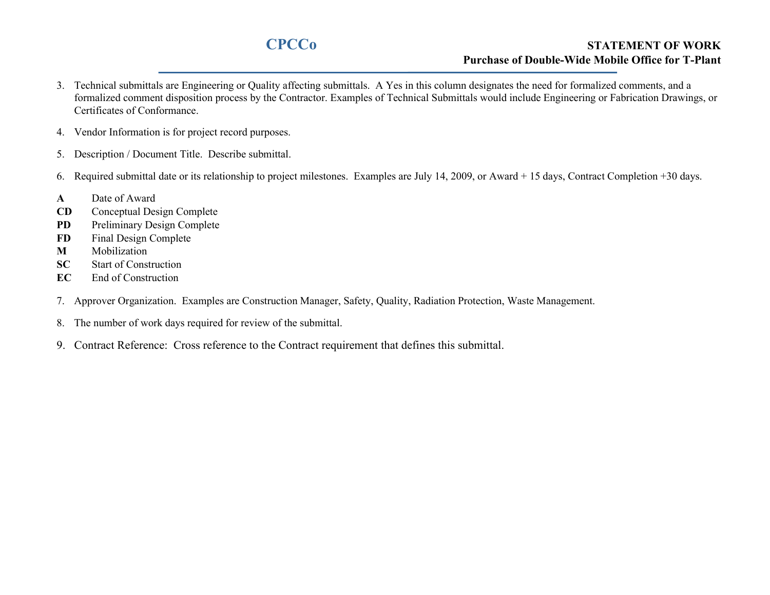3. Technical submittals are Engineering or Quality affecting submittals. A Yes in this column designates the need for formalized comments, and a formalized comment disposition process by the Contractor. Examples of Technical Submittals would include Engineering or Fabrication Drawings, or Certificates of Conformance.

4. Vendor Information is for project record purposes.

5. Description / Document Title. Describe submittal.

6. Required submittal date or its relationship to project milestones. Examples are July 14, 2009, or Award + 15 days, Contract Completion +30 days.

**A** Date of Award
**CD** Conceptual Design Complete
**PD** Preliminary Design Complete
**FD** Final Design Complete
**M** Mobilization
**SC** Start of Construction
**EC** End of Construction

7. Approver Organization. Examples are Construction Manager, Safety, Quality, Radiation Protection, Waste Management.

8. The number of work days required for review of the submittal.

9. Contract Reference: Cross reference to the Contract requirement that defines this submittal.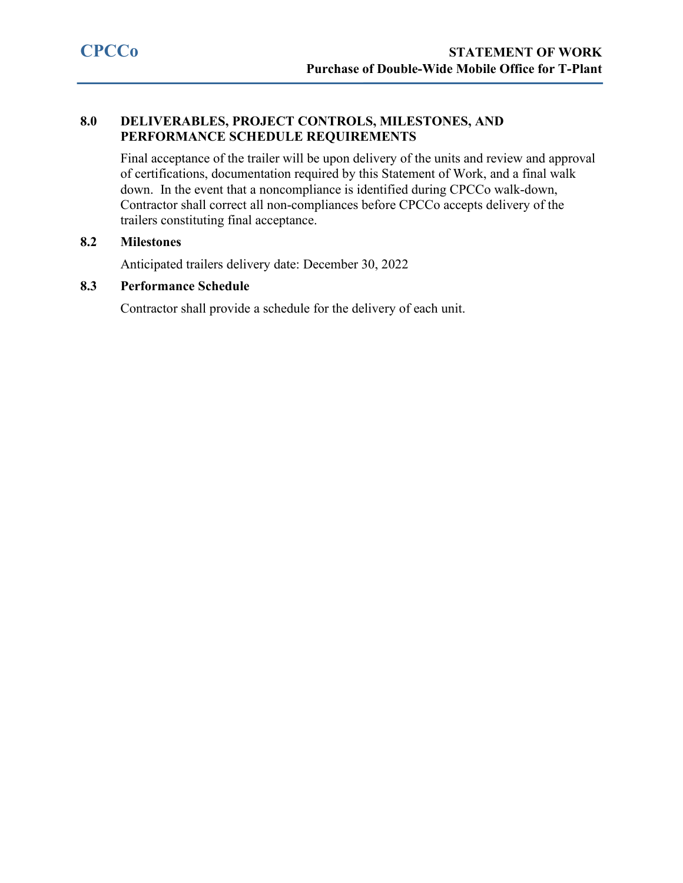## 8.0 DELIVERABLES, PROJECT CONTROLS, MILESTONES, AND PERFORMANCE SCHEDULE REQUIREMENTS

Final acceptance of the trailer will be upon delivery of the units and review and approval of certifications, documentation required by this Statement of Work, and a final walk down. In the event that a noncompliance is identified during CPCCo walk-down, Contractor shall correct all non-compliances before CPCCo accepts delivery of the trailers constituting final acceptance.

### 8.2 Milestones

Anticipated trailers delivery date: December 30, 2022

### 8.3 Performance Schedule

Contractor shall provide a schedule for the delivery of each unit.